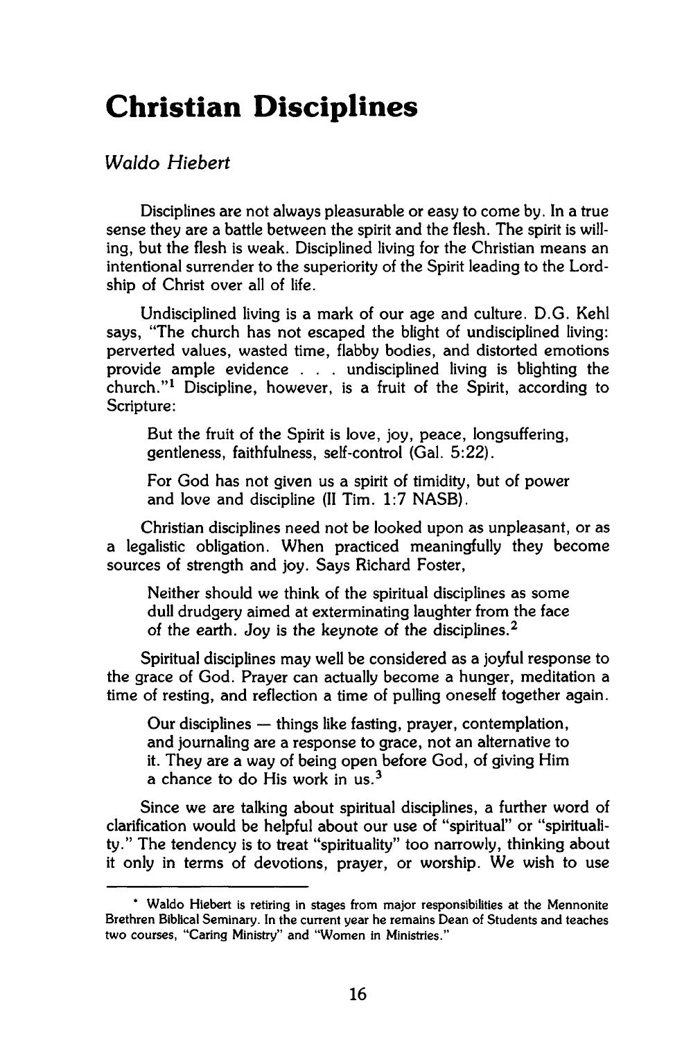# Christian Disciplines

*Waldo Hiebert*

Disciplines are not always pleasurable or easy to come by. In a true sense they are a battle between the spirit and the flesh. The spirit is willing, but the flesh is weak. Disciplined living for the Christian means an intentional surrender to the superiority of the Spirit leading to the Lordship of Christ over all of life.

Undisciplined living is a mark of our age and culture. D.G. Kehl says, "The church has not escaped the blight of undisciplined living: perverted values, wasted time, flabby bodies, and distorted emotions provide ample evidence . . . undisciplined living is blighting the church."[1] Discipline, however, is a fruit of the Spirit, according to Scripture:

> But the fruit of the Spirit is love, joy, peace, longsuffering, gentleness, faithfulness, self-control (Gal. 5:22).
>
> For God has not given us a spirit of timidity, but of power and love and discipline (II Tim. 1:7 NASB).

Christian disciplines need not be looked upon as unpleasant, or as a legalistic obligation. When practiced meaningfully they become sources of strength and joy. Says Richard Foster,

> Neither should we think of the spiritual disciplines as some dull drudgery aimed at exterminating laughter from the face of the earth. Joy is the keynote of the disciplines.[2]

Spiritual disciplines may well be considered as a joyful response to the grace of God. Prayer can actually become a hunger, meditation a time of resting, and reflection a time of pulling oneself together again.

> Our disciplines — things like fasting, prayer, contemplation, and journaling are a response to grace, not an alternative to it. They are a way of being open before God, of giving Him a chance to do His work in us.[3]

Since we are talking about spiritual disciplines, a further word of clarification would be helpful about our use of "spiritual" or "spirituality." The tendency is to treat "spirituality" too narrowly, thinking about it only in terms of devotions, prayer, or worship. We wish to use

---

* Waldo Hiebert is retiring in stages from major responsibilities at the Mennonite Brethren Biblical Seminary. In the current year he remains Dean of Students and teaches two courses, "Caring Ministry" and "Women in Ministries."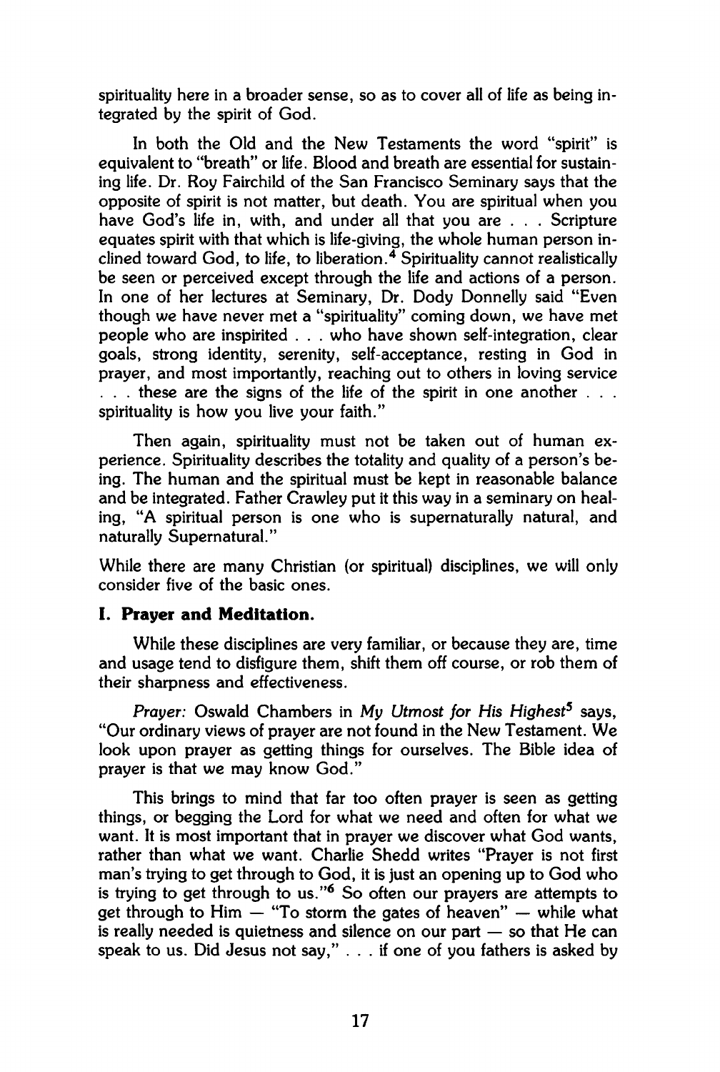spirituality here in a broader sense, so as to cover all of life as being integrated by the spirit of God.

In both the Old and the New Testaments the word "spirit" is equivalent to "breath" or life. Blood and breath are essential for sustaining life. Dr. Roy Fairchild of the San Francisco Seminary says that the opposite of spirit is not matter, but death. You are spiritual when you have God's life in, with, and under all that you are . . . Scripture equates spirit with that which is life-giving, the whole human person inclined toward God, to life, to liberation.[4] Spirituality cannot realistically be seen or perceived except through the life and actions of a person. In one of her lectures at Seminary, Dr. Dody Donnelly said "Even though we have never met a "spirituality" coming down, we have met people who are inspirited . . . who have shown self-integration, clear goals, strong identity, serenity, self-acceptance, resting in God in prayer, and most importantly, reaching out to others in loving service . . . these are the signs of the life of the spirit in one another . . . spirituality is how you live your faith."

Then again, spirituality must not be taken out of human experience. Spirituality describes the totality and quality of a person's being. The human and the spiritual must be kept in reasonable balance and be integrated. Father Crawley put it this way in a seminary on healing, "A spiritual person is one who is supernaturally natural, and naturally Supernatural."

While there are many Christian (or spiritual) disciplines, we will only consider five of the basic ones.

**I. Prayer and Meditation.**

While these disciplines are very familiar, or because they are, time and usage tend to disfigure them, shift them off course, or rob them of their sharpness and effectiveness.

*Prayer:* Oswald Chambers in *My Utmost for His Highest*[5] says, "Our ordinary views of prayer are not found in the New Testament. We look upon prayer as getting things for ourselves. The Bible idea of prayer is that we may know God."

This brings to mind that far too often prayer is seen as getting things, or begging the Lord for what we need and often for what we want. It is most important that in prayer we discover what God wants, rather than what we want. Charlie Shedd writes "Prayer is not first man's trying to get through to God, it is just an opening up to God who is trying to get through to us."[6] So often our prayers are attempts to get through to Him — "To storm the gates of heaven" — while what is really needed is quietness and silence on our part — so that He can speak to us. Did Jesus not say," . . . if one of you fathers is asked by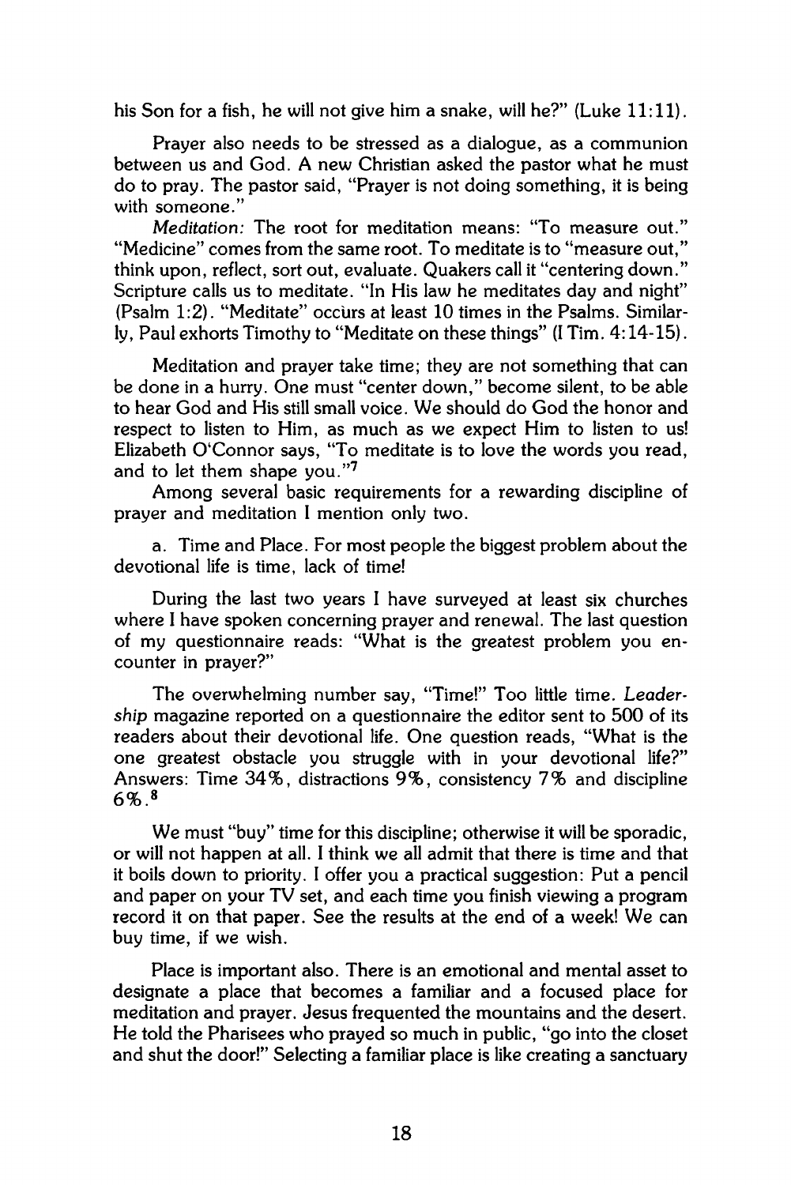his Son for a fish, he will not give him a snake, will he?" (Luke 11:11).

Prayer also needs to be stressed as a dialogue, as a communion between us and God. A new Christian asked the pastor what he must do to pray. The pastor said, "Prayer is not doing something, it is being with someone."

*Meditation:* The root for meditation means: "To measure out." "Medicine" comes from the same root. To meditate is to "measure out," think upon, reflect, sort out, evaluate. Quakers call it "centering down." Scripture calls us to meditate. "In His law he meditates day and night" (Psalm 1:2). "Meditate" occurs at least 10 times in the Psalms. Similarly, Paul exhorts Timothy to "Meditate on these things" (I Tim. 4:14-15).

Meditation and prayer take time; they are not something that can be done in a hurry. One must "center down," become silent, to be able to hear God and His still small voice. We should do God the honor and respect to listen to Him, as much as we expect Him to listen to us! Elizabeth O'Connor says, "To meditate is to love the words you read, and to let them shape you."[7]

Among several basic requirements for a rewarding discipline of prayer and meditation I mention only two.

a. Time and Place. For most people the biggest problem about the devotional life is time, lack of time!

During the last two years I have surveyed at least six churches where I have spoken concerning prayer and renewal. The last question of my questionnaire reads: "What is the greatest problem you encounter in prayer?"

The overwhelming number say, "Time!" Too little time. *Leadership* magazine reported on a questionnaire the editor sent to 500 of its readers about their devotional life. One question reads, "What is the one greatest obstacle you struggle with in your devotional life?" Answers: Time 34%, distractions 9%, consistency 7% and discipline 6%.[8]

We must "buy" time for this discipline; otherwise it will be sporadic, or will not happen at all. I think we all admit that there is time and that it boils down to priority. I offer you a practical suggestion: Put a pencil and paper on your TV set, and each time you finish viewing a program record it on that paper. See the results at the end of a week! We can buy time, if we wish.

Place is important also. There is an emotional and mental asset to designate a place that becomes a familiar and a focused place for meditation and prayer. Jesus frequented the mountains and the desert. He told the Pharisees who prayed so much in public, "go into the closet and shut the door!" Selecting a familiar place is like creating a sanctuary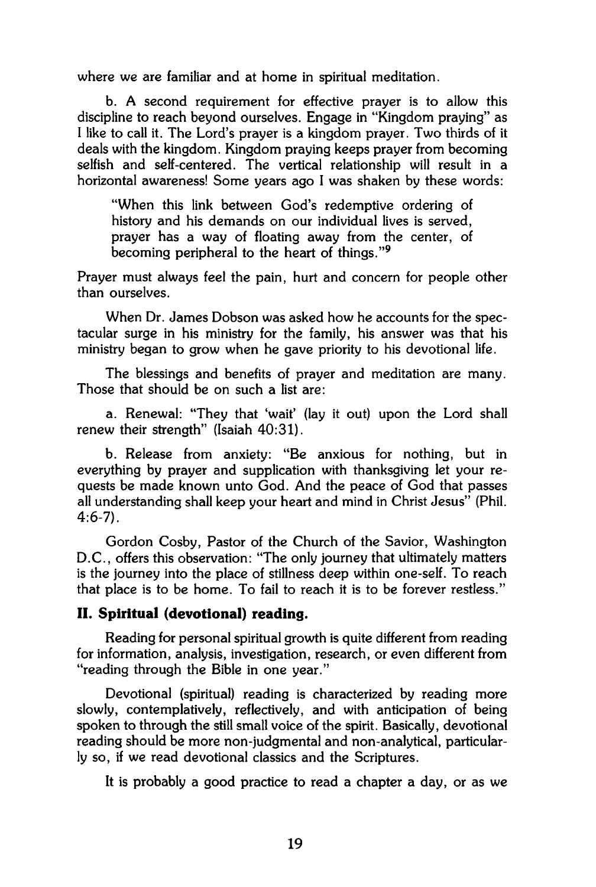where we are familiar and at home in spiritual meditation.

b. A second requirement for effective prayer is to allow this discipline to reach beyond ourselves. Engage in "Kingdom praying" as I like to call it. The Lord's prayer is a kingdom prayer. Two thirds of it deals with the kingdom. Kingdom praying keeps prayer from becoming selfish and self-centered. The vertical relationship will result in a horizontal awareness! Some years ago I was shaken by these words:

> "When this link between God's redemptive ordering of history and his demands on our individual lives is served, prayer has a way of floating away from the center, of becoming peripheral to the heart of things."[9]

Prayer must always feel the pain, hurt and concern for people other than ourselves.

When Dr. James Dobson was asked how he accounts for the spectacular surge in his ministry for the family, his answer was that his ministry began to grow when he gave priority to his devotional life.

The blessings and benefits of prayer and meditation are many. Those that should be on such a list are:

a. Renewal: "They that 'wait' (lay it out) upon the Lord shall renew their strength" (Isaiah 40:31).

b. Release from anxiety: "Be anxious for nothing, but in everything by prayer and supplication with thanksgiving let your requests be made known unto God. And the peace of God that passes all understanding shall keep your heart and mind in Christ Jesus" (Phil. 4:6-7).

Gordon Cosby, Pastor of the Church of the Savior, Washington D.C., offers this observation: "The only journey that ultimately matters is the journey into the place of stillness deep within one-self. To reach that place is to be home. To fail to reach it is to be forever restless."

### II. Spiritual (devotional) reading.

Reading for personal spiritual growth is quite different from reading for information, analysis, investigation, research, or even different from "reading through the Bible in one year."

Devotional (spiritual) reading is characterized by reading more slowly, contemplatively, reflectively, and with anticipation of being spoken to through the still small voice of the spirit. Basically, devotional reading should be more non-judgmental and non-analytical, particularly so, if we read devotional classics and the Scriptures.

It is probably a good practice to read a chapter a day, or as we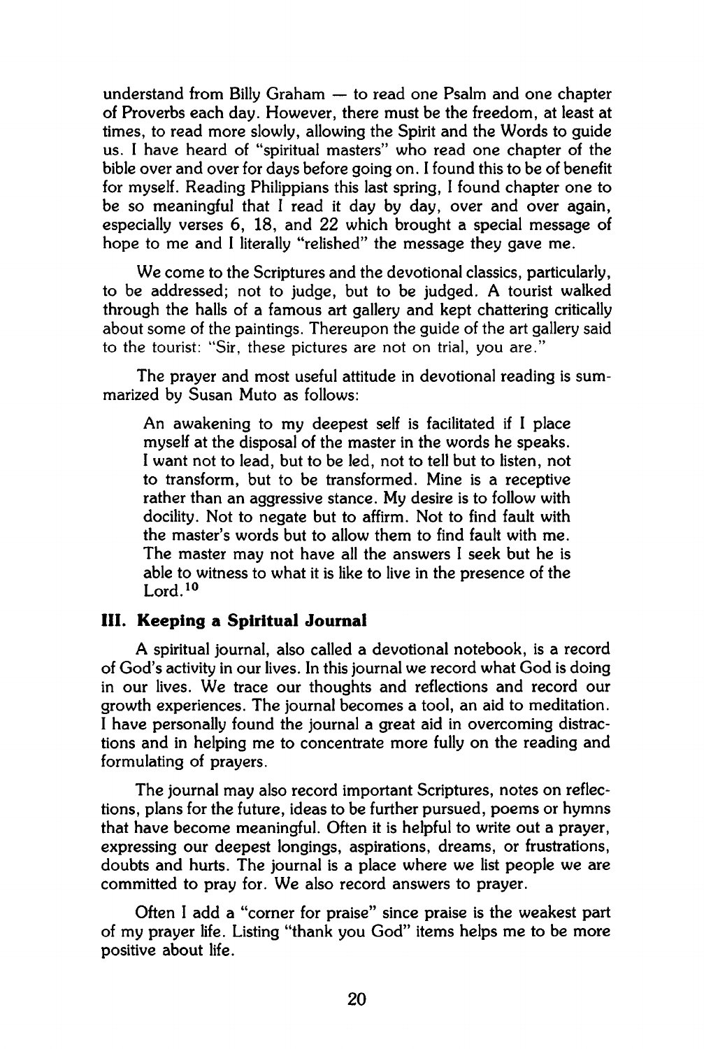understand from Billy Graham — to read one Psalm and one chapter of Proverbs each day. However, there must be the freedom, at least at times, to read more slowly, allowing the Spirit and the Words to guide us. I have heard of "spiritual masters" who read one chapter of the bible over and over for days before going on. I found this to be of benefit for myself. Reading Philippians this last spring, I found chapter one to be so meaningful that I read it day by day, over and over again, especially verses 6, 18, and 22 which brought a special message of hope to me and I literally "relished" the message they gave me.

We come to the Scriptures and the devotional classics, particularly, to be addressed; not to judge, but to be judged. A tourist walked through the halls of a famous art gallery and kept chattering critically about some of the paintings. Thereupon the guide of the art gallery said to the tourist: "Sir, these pictures are not on trial, you are."

The prayer and most useful attitude in devotional reading is summarized by Susan Muto as follows:

> An awakening to my deepest self is facilitated if I place myself at the disposal of the master in the words he speaks. I want not to lead, but to be led, not to tell but to listen, not to transform, but to be transformed. Mine is a receptive rather than an aggressive stance. My desire is to follow with docility. Not to negate but to affirm. Not to find fault with the master's words but to allow them to find fault with me. The master may not have all the answers I seek but he is able to witness to what it is like to live in the presence of the Lord.[10]

### III. Keeping a Spiritual Journal

A spiritual journal, also called a devotional notebook, is a record of God's activity in our lives. In this journal we record what God is doing in our lives. We trace our thoughts and reflections and record our growth experiences. The journal becomes a tool, an aid to meditation. I have personally found the journal a great aid in overcoming distractions and in helping me to concentrate more fully on the reading and formulating of prayers.

The journal may also record important Scriptures, notes on reflections, plans for the future, ideas to be further pursued, poems or hymns that have become meaningful. Often it is helpful to write out a prayer, expressing our deepest longings, aspirations, dreams, or frustrations, doubts and hurts. The journal is a place where we list people we are committed to pray for. We also record answers to prayer.

Often I add a "corner for praise" since praise is the weakest part of my prayer life. Listing "thank you God" items helps me to be more positive about life.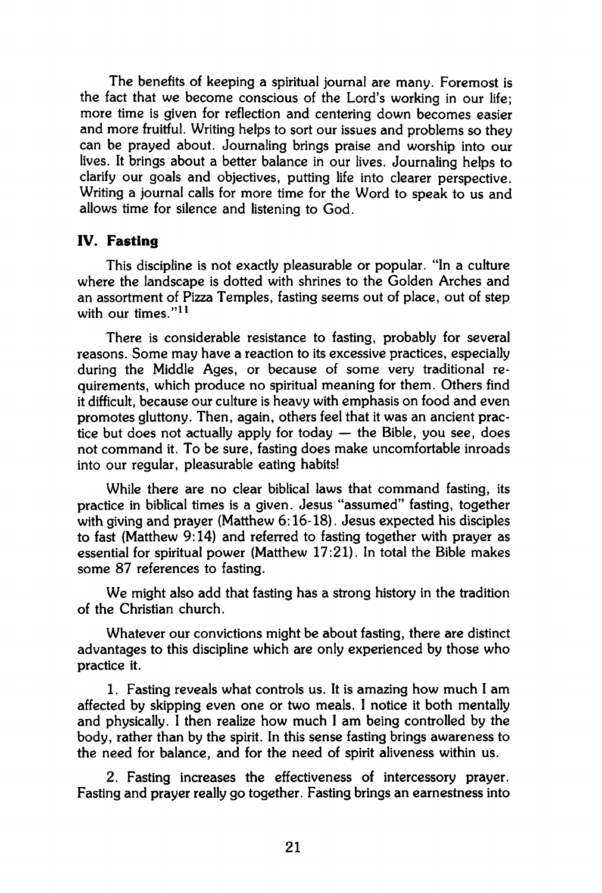The benefits of keeping a spiritual journal are many. Foremost is the fact that we become conscious of the Lord's working in our life; more time is given for reflection and centering down becomes easier and more fruitful. Writing helps to sort our issues and problems so they can be prayed about. Journaling brings praise and worship into our lives. It brings about a better balance in our lives. Journaling helps to clarify our goals and objectives, putting life into clearer perspective. Writing a journal calls for more time for the Word to speak to us and allows time for silence and listening to God.

## IV. Fasting

This discipline is not exactly pleasurable or popular. "In a culture where the landscape is dotted with shrines to the Golden Arches and an assortment of Pizza Temples, fasting seems out of place, out of step with our times."[11]

There is considerable resistance to fasting, probably for several reasons. Some may have a reaction to its excessive practices, especially during the Middle Ages, or because of some very traditional requirements, which produce no spiritual meaning for them. Others find it difficult, because our culture is heavy with emphasis on food and even promotes gluttony. Then, again, others feel that it was an ancient practice but does not actually apply for today — the Bible, you see, does not command it. To be sure, fasting does make uncomfortable inroads into our regular, pleasurable eating habits!

While there are no clear biblical laws that command fasting, its practice in biblical times is a given. Jesus "assumed" fasting, together with giving and prayer (Matthew 6:16-18). Jesus expected his disciples to fast (Matthew 9:14) and referred to fasting together with prayer as essential for spiritual power (Matthew 17:21). In total the Bible makes some 87 references to fasting.

We might also add that fasting has a strong history in the tradition of the Christian church.

Whatever our convictions might be about fasting, there are distinct advantages to this discipline which are only experienced by those who practice it.

1. Fasting reveals what controls us. It is amazing how much I am affected by skipping even one or two meals. I notice it both mentally and physically. I then realize how much I am being controlled by the body, rather than by the spirit. In this sense fasting brings awareness to the need for balance, and for the need of spirit aliveness within us.

2. Fasting increases the effectiveness of intercessory prayer. Fasting and prayer really go together. Fasting brings an earnestness into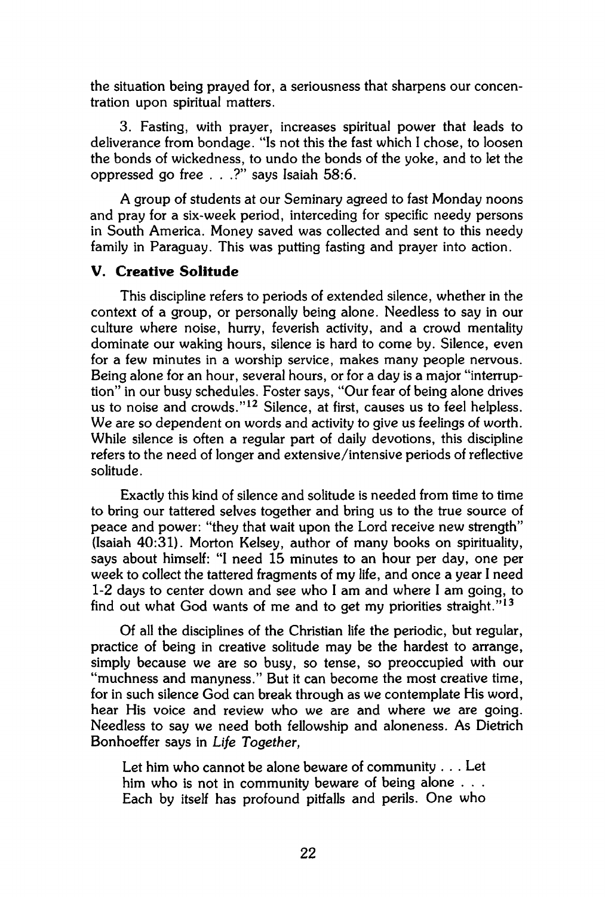the situation being prayed for, a seriousness that sharpens our concentration upon spiritual matters.

3. Fasting, with prayer, increases spiritual power that leads to deliverance from bondage. "Is not this the fast which I chose, to loosen the bonds of wickedness, to undo the bonds of the yoke, and to let the oppressed go free . . .?" says Isaiah 58:6.

A group of students at our Seminary agreed to fast Monday noons and pray for a six-week period, interceding for specific needy persons in South America. Money saved was collected and sent to this needy family in Paraguay. This was putting fasting and prayer into action.

### V. Creative Solitude

This discipline refers to periods of extended silence, whether in the context of a group, or personally being alone. Needless to say in our culture where noise, hurry, feverish activity, and a crowd mentality dominate our waking hours, silence is hard to come by. Silence, even for a few minutes in a worship service, makes many people nervous. Being alone for an hour, several hours, or for a day is a major "interruption" in our busy schedules. Foster says, "Our fear of being alone drives us to noise and crowds."[12] Silence, at first, causes us to feel helpless. We are so dependent on words and activity to give us feelings of worth. While silence is often a regular part of daily devotions, this discipline refers to the need of longer and extensive/intensive periods of reflective solitude.

Exactly this kind of silence and solitude is needed from time to time to bring our tattered selves together and bring us to the true source of peace and power: "they that wait upon the Lord receive new strength" (Isaiah 40:31). Morton Kelsey, author of many books on spirituality, says about himself: "I need 15 minutes to an hour per day, one per week to collect the tattered fragments of my life, and once a year I need 1-2 days to center down and see who I am and where I am going, to find out what God wants of me and to get my priorities straight."[13]

Of all the disciplines of the Christian life the periodic, but regular, practice of being in creative solitude may be the hardest to arrange, simply because we are so busy, so tense, so preoccupied with our "muchness and manyness." But it can become the most creative time, for in such silence God can break through as we contemplate His word, hear His voice and review who we are and where we are going. Needless to say we need both fellowship and aloneness. As Dietrich Bonhoeffer says in *Life Together,*

> Let him who cannot be alone beware of community . . . Let him who is not in community beware of being alone . . . Each by itself has profound pitfalls and perils. One who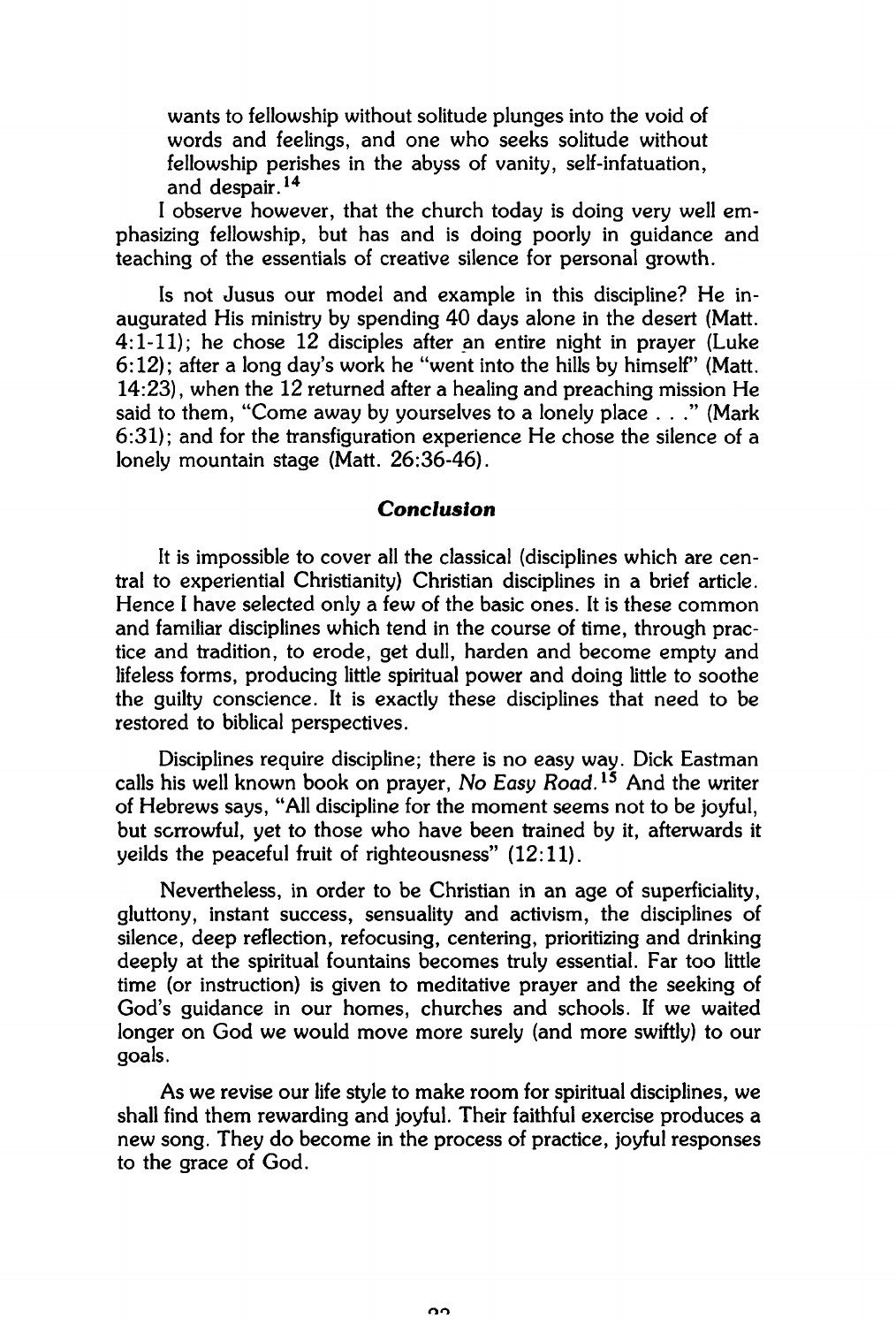wants to fellowship without solitude plunges into the void of words and feelings, and one who seeks solitude without fellowship perishes in the abyss of vanity, self-infatuation, and despair.[14]

I observe however, that the church today is doing very well emphasizing fellowship, but has and is doing poorly in guidance and teaching of the essentials of creative silence for personal growth.

Is not Jusus our model and example in this discipline? He inaugurated His ministry by spending 40 days alone in the desert (Matt. 4:1-11); he chose 12 disciples after an entire night in prayer (Luke 6:12); after a long day's work he "went into the hills by himself" (Matt. 14:23), when the 12 returned after a healing and preaching mission He said to them, "Come away by yourselves to a lonely place . . ." (Mark 6:31); and for the transfiguration experience He chose the silence of a lonely mountain stage (Matt. 26:36-46).

### *Conclusion*

It is impossible to cover all the classical (disciplines which are central to experiential Christianity) Christian disciplines in a brief article. Hence I have selected only a few of the basic ones. It is these common and familiar disciplines which tend in the course of time, through practice and tradition, to erode, get dull, harden and become empty and lifeless forms, producing little spiritual power and doing little to soothe the guilty conscience. It is exactly these disciplines that need to be restored to biblical perspectives.

Disciplines require discipline; there is no easy way. Dick Eastman calls his well known book on prayer, *No Easy Road.*[15] And the writer of Hebrews says, "All discipline for the moment seems not to be joyful, but sorrowful, yet to those who have been trained by it, afterwards it yeilds the peaceful fruit of righteousness" (12:11).

Nevertheless, in order to be Christian in an age of superficiality, gluttony, instant success, sensuality and activism, the disciplines of silence, deep reflection, refocusing, centering, prioritizing and drinking deeply at the spiritual fountains becomes truly essential. Far too little time (or instruction) is given to meditative prayer and the seeking of God's guidance in our homes, churches and schools. If we waited longer on God we would move more surely (and more swiftly) to our goals.

As we revise our life style to make room for spiritual disciplines, we shall find them rewarding and joyful. Their faithful exercise produces a new song. They do become in the process of practice, joyful responses to the grace of God.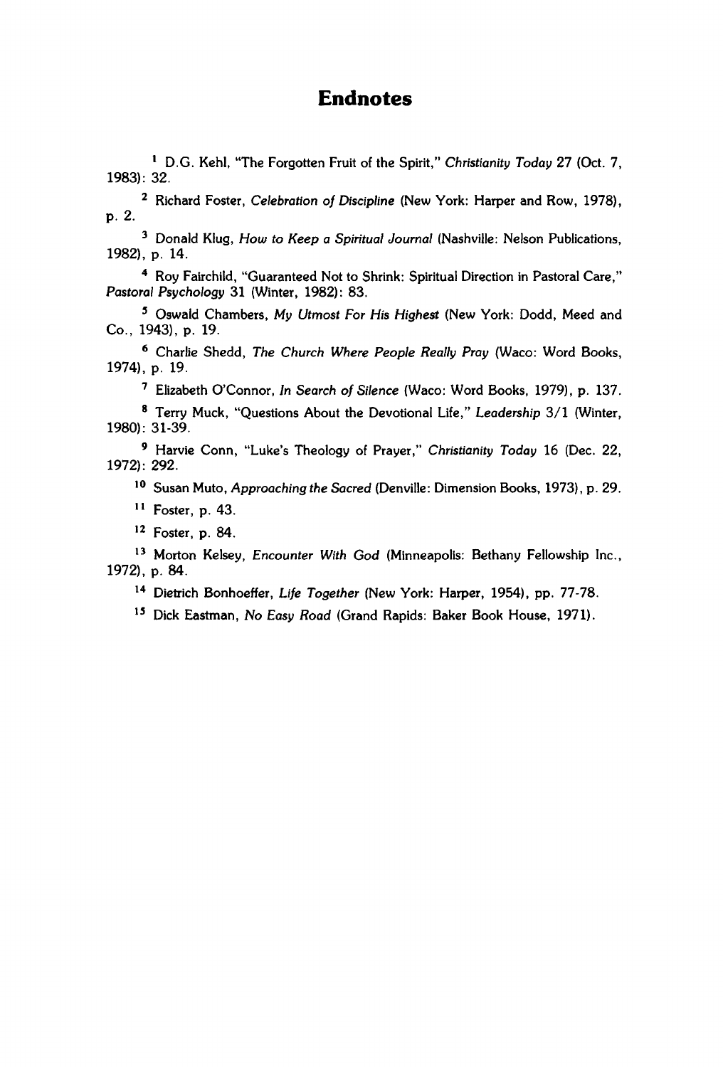# Endnotes

[1] D.G. Kehl, "The Forgotten Fruit of the Spirit," *Christianity Today* 27 (Oct. 7, 1983): 32.

[2] Richard Foster, *Celebration of Discipline* (New York: Harper and Row, 1978), p. 2.

[3] Donald Klug, *How to Keep a Spiritual Journal* (Nashville: Nelson Publications, 1982), p. 14.

[4] Roy Fairchild, "Guaranteed Not to Shrink: Spiritual Direction in Pastoral Care," *Pastoral Psychology* 31 (Winter, 1982): 83.

[5] Oswald Chambers, *My Utmost For His Highest* (New York: Dodd, Meed and Co., 1943), p. 19.

[6] Charlie Shedd, *The Church Where People Really Pray* (Waco: Word Books, 1974), p. 19.

[7] Elizabeth O'Connor, *In Search of Silence* (Waco: Word Books, 1979), p. 137.

[8] Terry Muck, "Questions About the Devotional Life," *Leadership* 3/1 (Winter, 1980): 31-39.

[9] Harvie Conn, "Luke's Theology of Prayer," *Christianity Today* 16 (Dec. 22, 1972): 292.

[10] Susan Muto, *Approaching the Sacred* (Denville: Dimension Books, 1973), p. 29.

[11] Foster, p. 43.

[12] Foster, p. 84.

[13] Morton Kelsey, *Encounter With God* (Minneapolis: Bethany Fellowship Inc., 1972), p. 84.

[14] Dietrich Bonhoeffer, *Life Together* (New York: Harper, 1954), pp. 77-78.

[15] Dick Eastman, *No Easy Road* (Grand Rapids: Baker Book House, 1971).